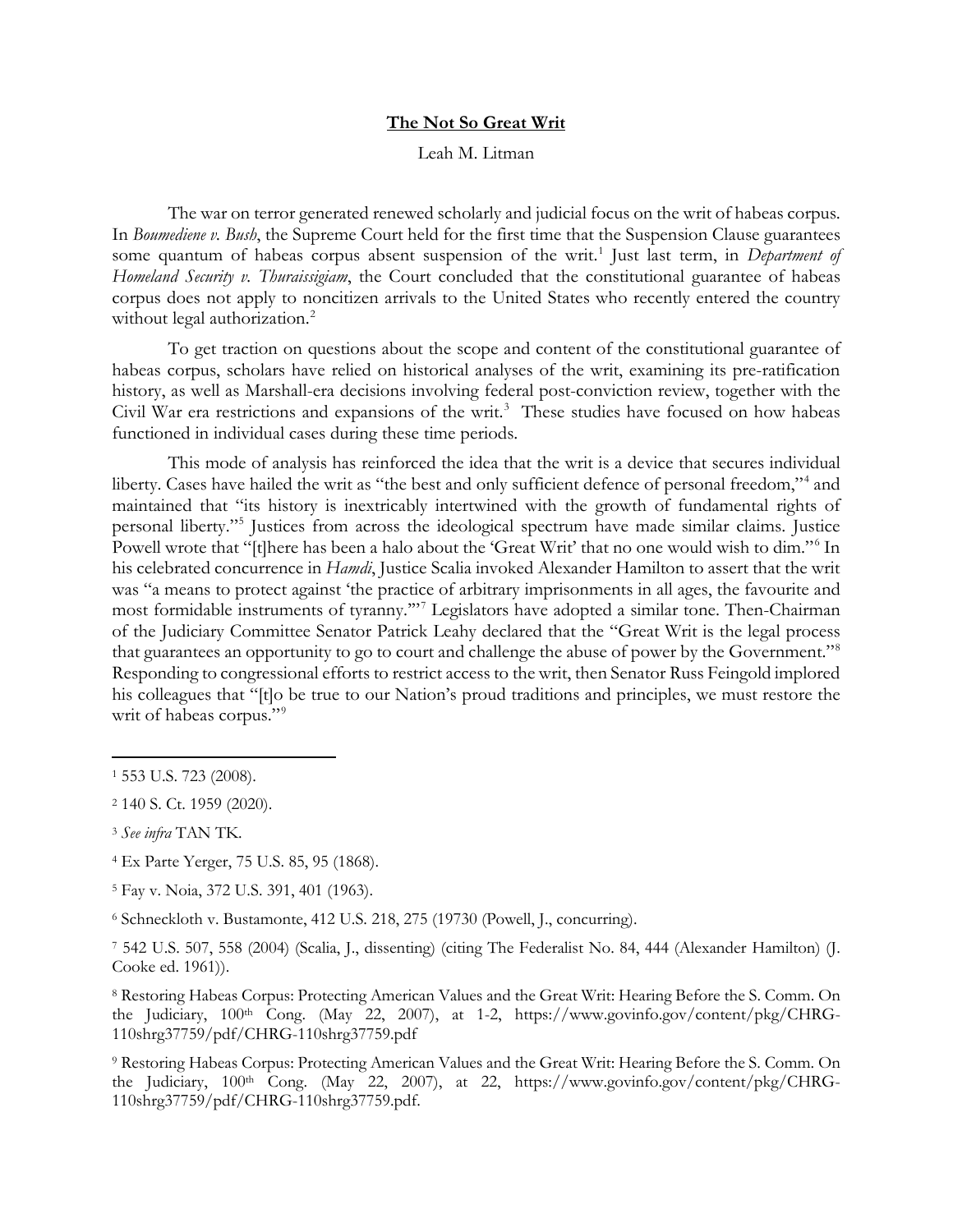# **The Not So Great Writ**

Leah M. Litman

The war on terror generated renewed scholarly and judicial focus on the writ of habeas corpus. In *Boumediene v. Bush*, the Supreme Court held for the first time that the Suspension Clause guarantees some quantum of habeas corpus absent suspension of the writ.[1] Just last term, in *Department of Homeland Security v. Thuraissigiam*, the Court concluded that the constitutional guarantee of habeas corpus does not apply to noncitizen arrivals to the United States who recently entered the country without legal authorization.[2]

To get traction on questions about the scope and content of the constitutional guarantee of habeas corpus, scholars have relied on historical analyses of the writ, examining its pre-ratification history, as well as Marshall-era decisions involving federal post-conviction review, together with the Civil War era restrictions and expansions of the writ.[3] These studies have focused on how habeas functioned in individual cases during these time periods.

This mode of analysis has reinforced the idea that the writ is a device that secures individual liberty. Cases have hailed the writ as "the best and only sufficient defence of personal freedom,"[4] and maintained that "its history is inextricably intertwined with the growth of fundamental rights of personal liberty."[5] Justices from across the ideological spectrum have made similar claims. Justice Powell wrote that "[t]here has been a halo about the 'Great Writ' that no one would wish to dim."[6] In his celebrated concurrence in *Hamdi*, Justice Scalia invoked Alexander Hamilton to assert that the writ was "a means to protect against 'the practice of arbitrary imprisonments in all ages, the favourite and most formidable instruments of tyranny.'"[7] Legislators have adopted a similar tone. Then-Chairman of the Judiciary Committee Senator Patrick Leahy declared that the "Great Writ is the legal process that guarantees an opportunity to go to court and challenge the abuse of power by the Government."[8] Responding to congressional efforts to restrict access to the writ, then Senator Russ Feingold implored his colleagues that "[t]o be true to our Nation's proud traditions and principles, we must restore the writ of habeas corpus."[9]

---

[1] 553 U.S. 723 (2008).

[2] 140 S. Ct. 1959 (2020).

[3] *See infra* TAN TK.

[4] Ex Parte Yerger, 75 U.S. 85, 95 (1868).

[5] Fay v. Noia, 372 U.S. 391, 401 (1963).

[6] Schneckloth v. Bustamonte, 412 U.S. 218, 275 (19730 (Powell, J., concurring).

[7] 542 U.S. 507, 558 (2004) (Scalia, J., dissenting) (citing The Federalist No. 84, 444 (Alexander Hamilton) (J. Cooke ed. 1961)).

[8] Restoring Habeas Corpus: Protecting American Values and the Great Writ: Hearing Before the S. Comm. On the Judiciary, 100th Cong. (May 22, 2007), at 1-2, https://www.govinfo.gov/content/pkg/CHRG-110shrg37759/pdf/CHRG-110shrg37759.pdf

[9] Restoring Habeas Corpus: Protecting American Values and the Great Writ: Hearing Before the S. Comm. On the Judiciary, 100th Cong. (May 22, 2007), at 22, https://www.govinfo.gov/content/pkg/CHRG-110shrg37759/pdf/CHRG-110shrg37759.pdf.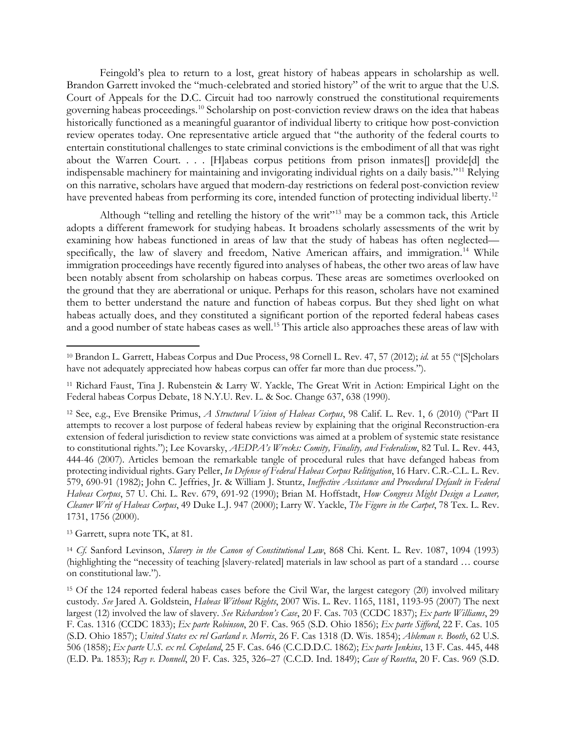Feingold's plea to return to a lost, great history of habeas appears in scholarship as well. Brandon Garrett invoked the "much-celebrated and storied history" of the writ to argue that the U.S. Court of Appeals for the D.C. Circuit had too narrowly construed the constitutional requirements governing habeas proceedings.[10] Scholarship on post-conviction review draws on the idea that habeas historically functioned as a meaningful guarantor of individual liberty to critique how post-conviction review operates today. One representative article argued that "the authority of the federal courts to entertain constitutional challenges to state criminal convictions is the embodiment of all that was right about the Warren Court. . . . [H]abeas corpus petitions from prison inmates[] provide[d] the indispensable machinery for maintaining and invigorating individual rights on a daily basis."[11] Relying on this narrative, scholars have argued that modern-day restrictions on federal post-conviction review have prevented habeas from performing its core, intended function of protecting individual liberty.[12]

Although "telling and retelling the history of the writ"[13] may be a common tack, this Article adopts a different framework for studying habeas. It broadens scholarly assessments of the writ by examining how habeas functioned in areas of law that the study of habeas has often neglected—specifically, the law of slavery and freedom, Native American affairs, and immigration.[14] While immigration proceedings have recently figured into analyses of habeas, the other two areas of law have been notably absent from scholarship on habeas corpus. These areas are sometimes overlooked on the ground that they are aberrational or unique. Perhaps for this reason, scholars have not examined them to better understand the nature and function of habeas corpus. But they shed light on what habeas actually does, and they constituted a significant portion of the reported federal habeas cases and a good number of state habeas cases as well.[15] This article also approaches these areas of law with

---

[10] Brandon L. Garrett, Habeas Corpus and Due Process, 98 Cornell L. Rev. 47, 57 (2012); *id.* at 55 ("[S]cholars have not adequately appreciated how habeas corpus can offer far more than due process.").

[11] Richard Faust, Tina J. Rubenstein & Larry W. Yackle, The Great Writ in Action: Empirical Light on the Federal habeas Corpus Debate, 18 N.Y.U. Rev. L. & Soc. Change 637, 638 (1990).

[12] See, e.g., Eve Brensike Primus, *A Structural Vision of Habeas Corpus*, 98 Calif. L. Rev. 1, 6 (2010) ("Part II attempts to recover a lost purpose of federal habeas review by explaining that the original Reconstruction-era extension of federal jurisdiction to review state convictions was aimed at a problem of systemic state resistance to constitutional rights."); Lee Kovarsky, *AEDPA's Wrecks: Comity, Finality, and Federalism*, 82 Tul. L. Rev. 443, 444-46 (2007). Articles bemoan the remarkable tangle of procedural rules that have defanged habeas from protecting individual rights. Gary Peller, *In Defense of Federal Habeas Corpus Relitigation*, 16 Harv. C.R.-C.L. L. Rev. 579, 690-91 (1982); John C. Jeffries, Jr. & William J. Stuntz, *Ineffective Assistance and Procedural Default in Federal Habeas Corpus*, 57 U. Chi. L. Rev. 679, 691-92 (1990); Brian M. Hoffstadt, *How Congress Might Design a Leaner, Cleaner Writ of Habeas Corpus*, 49 Duke L.J. 947 (2000); Larry W. Yackle, *The Figure in the Carpet*, 78 Tex. L. Rev. 1731, 1756 (2000).

[13] Garrett, supra note TK, at 81.

[14] *Cf.* Sanford Levinson, *Slavery in the Canon of Constitutional Law*, 868 Chi. Kent. L. Rev. 1087, 1094 (1993) (highlighting the "necessity of teaching [slavery-related] materials in law school as part of a standard … course on constitutional law.").

[15] Of the 124 reported federal habeas cases before the Civil War, the largest category (20) involved military custody. *See* Jared A. Goldstein, *Habeas Without Rights*, 2007 Wis. L. Rev. 1165, 1181, 1193-95 (2007) The next largest (12) involved the law of slavery. *See Richardson's Case*, 20 F. Cas. 703 (CCDC 1837); *Ex parte Williams*, 29 F. Cas. 1316 (CCDC 1833); *Ex parte Robinson*, 20 F. Cas. 965 (S.D. Ohio 1856); *Ex parte Sifford*, 22 F. Cas. 105 (S.D. Ohio 1857); *United States ex rel Garland v. Morris*, 26 F. Cas 1318 (D. Wis. 1854); *Ableman v. Booth*, 62 U.S. 506 (1858); *Ex parte U.S. ex rel. Copeland*, 25 F. Cas. 646 (C.C.D.D.C. 1862); *Ex parte Jenkins*, 13 F. Cas. 445, 448 (E.D. Pa. 1853); *Ray v. Donnell*, 20 F. Cas. 325, 326–27 (C.C.D. Ind. 1849); *Case of Rosetta*, 20 F. Cas. 969 (S.D.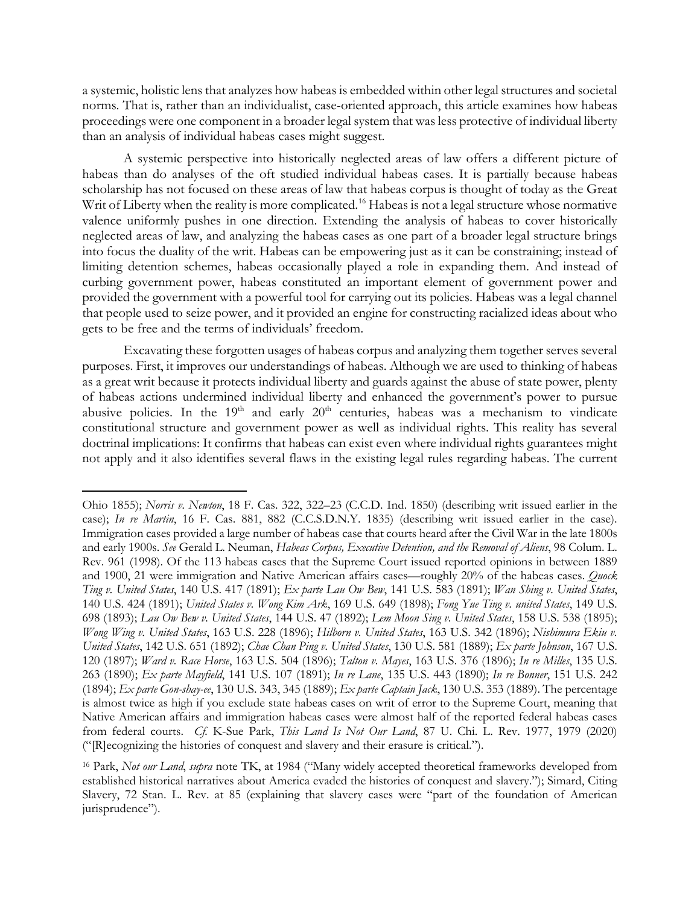a systemic, holistic lens that analyzes how habeas is embedded within other legal structures and societal norms. That is, rather than an individualist, case-oriented approach, this article examines how habeas proceedings were one component in a broader legal system that was less protective of individual liberty than an analysis of individual habeas cases might suggest.

A systemic perspective into historically neglected areas of law offers a different picture of habeas than do analyses of the oft studied individual habeas cases. It is partially because habeas scholarship has not focused on these areas of law that habeas corpus is thought of today as the Great Writ of Liberty when the reality is more complicated.[16] Habeas is not a legal structure whose normative valence uniformly pushes in one direction. Extending the analysis of habeas to cover historically neglected areas of law, and analyzing the habeas cases as one part of a broader legal structure brings into focus the duality of the writ. Habeas can be empowering just as it can be constraining; instead of limiting detention schemes, habeas occasionally played a role in expanding them. And instead of curbing government power, habeas constituted an important element of government power and provided the government with a powerful tool for carrying out its policies. Habeas was a legal channel that people used to seize power, and it provided an engine for constructing racialized ideas about who gets to be free and the terms of individuals' freedom.

Excavating these forgotten usages of habeas corpus and analyzing them together serves several purposes. First, it improves our understandings of habeas. Although we are used to thinking of habeas as a great writ because it protects individual liberty and guards against the abuse of state power, plenty of habeas actions undermined individual liberty and enhanced the government's power to pursue abusive policies. In the 19th and early 20th centuries, habeas was a mechanism to vindicate constitutional structure and government power as well as individual rights. This reality has several doctrinal implications: It confirms that habeas can exist even where individual rights guarantees might not apply and it also identifies several flaws in the existing legal rules regarding habeas. The current

---

Ohio 1855); *Norris v. Newton*, 18 F. Cas. 322, 322–23 (C.C.D. Ind. 1850) (describing writ issued earlier in the case); *In re Martin*, 16 F. Cas. 881, 882 (C.C.S.D.N.Y. 1835) (describing writ issued earlier in the case). Immigration cases provided a large number of habeas case that courts heard after the Civil War in the late 1800s and early 1900s. *See* Gerald L. Neuman, *Habeas Corpus, Executive Detention, and the Removal of Aliens*, 98 Colum. L. Rev. 961 (1998). Of the 113 habeas cases that the Supreme Court issued reported opinions in between 1889 and 1900, 21 were immigration and Native American affairs cases—roughly 20% of the habeas cases. *Quock Ting v. United States*, 140 U.S. 417 (1891); *Ex parte Lau Ow Bew*, 141 U.S. 583 (1891); *Wan Shing v. United States*, 140 U.S. 424 (1891); *United States v. Wong Kim Ark*, 169 U.S. 649 (1898); *Fong Yue Ting v. united States*, 149 U.S. 698 (1893); *Lau Ow Bew v. United States*, 144 U.S. 47 (1892); *Lem Moon Sing v. United States*, 158 U.S. 538 (1895); *Wong Wing v. United States*, 163 U.S. 228 (1896); *Hilborn v. United States*, 163 U.S. 342 (1896); *Nishimura Ekiu v. United States*, 142 U.S. 651 (1892); *Chae Chan Ping v. United States*, 130 U.S. 581 (1889); *Ex parte Johnson*, 167 U.S. 120 (1897); *Ward v. Race Horse*, 163 U.S. 504 (1896); *Talton v. Mayes*, 163 U.S. 376 (1896); *In re Milles*, 135 U.S. 263 (1890); *Ex parte Mayfield*, 141 U.S. 107 (1891); *In re Lane*, 135 U.S. 443 (1890); *In re Bonner*, 151 U.S. 242 (1894); *Ex parte Gon-shay-ee*, 130 U.S. 343, 345 (1889); *Ex parte Captain Jack*, 130 U.S. 353 (1889). The percentage is almost twice as high if you exclude state habeas cases on writ of error to the Supreme Court, meaning that Native American affairs and immigration habeas cases were almost half of the reported federal habeas cases from federal courts. *Cf.* K-Sue Park, *This Land Is Not Our Land*, 87 U. Chi. L. Rev. 1977, 1979 (2020) ("[R]ecognizing the histories of conquest and slavery and their erasure is critical.").

[16] Park, *Not our Land*, *supra* note TK, at 1984 ("Many widely accepted theoretical frameworks developed from established historical narratives about America evaded the histories of conquest and slavery."); Simard, Citing Slavery, 72 Stan. L. Rev. at 85 (explaining that slavery cases were "part of the foundation of American jurisprudence").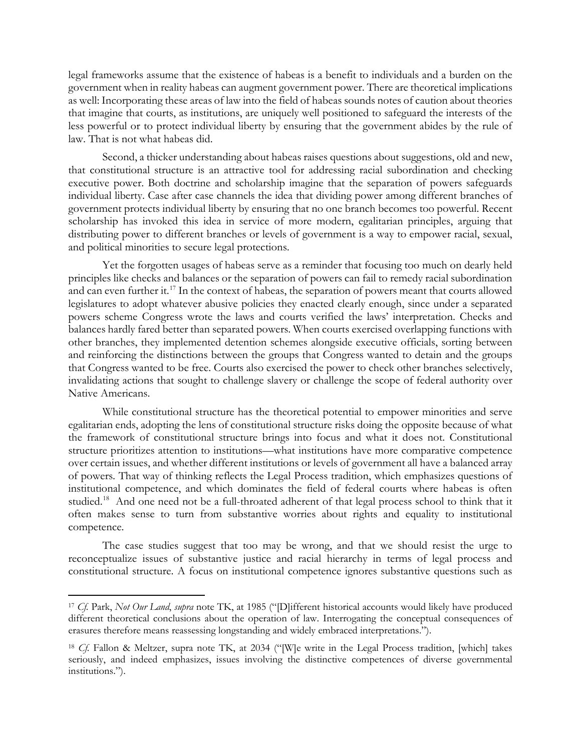legal frameworks assume that the existence of habeas is a benefit to individuals and a burden on the government when in reality habeas can augment government power. There are theoretical implications as well: Incorporating these areas of law into the field of habeas sounds notes of caution about theories that imagine that courts, as institutions, are uniquely well positioned to safeguard the interests of the less powerful or to protect individual liberty by ensuring that the government abides by the rule of law. That is not what habeas did.

Second, a thicker understanding about habeas raises questions about suggestions, old and new, that constitutional structure is an attractive tool for addressing racial subordination and checking executive power. Both doctrine and scholarship imagine that the separation of powers safeguards individual liberty. Case after case channels the idea that dividing power among different branches of government protects individual liberty by ensuring that no one branch becomes too powerful. Recent scholarship has invoked this idea in service of more modern, egalitarian principles, arguing that distributing power to different branches or levels of government is a way to empower racial, sexual, and political minorities to secure legal protections.

Yet the forgotten usages of habeas serve as a reminder that focusing too much on dearly held principles like checks and balances or the separation of powers can fail to remedy racial subordination and can even further it.[17] In the context of habeas, the separation of powers meant that courts allowed legislatures to adopt whatever abusive policies they enacted clearly enough, since under a separated powers scheme Congress wrote the laws and courts verified the laws' interpretation. Checks and balances hardly fared better than separated powers. When courts exercised overlapping functions with other branches, they implemented detention schemes alongside executive officials, sorting between and reinforcing the distinctions between the groups that Congress wanted to detain and the groups that Congress wanted to be free. Courts also exercised the power to check other branches selectively, invalidating actions that sought to challenge slavery or challenge the scope of federal authority over Native Americans.

While constitutional structure has the theoretical potential to empower minorities and serve egalitarian ends, adopting the lens of constitutional structure risks doing the opposite because of what the framework of constitutional structure brings into focus and what it does not. Constitutional structure prioritizes attention to institutions—what institutions have more comparative competence over certain issues, and whether different institutions or levels of government all have a balanced array of powers. That way of thinking reflects the Legal Process tradition, which emphasizes questions of institutional competence, and which dominates the field of federal courts where habeas is often studied.[18] And one need not be a full-throated adherent of that legal process school to think that it often makes sense to turn from substantive worries about rights and equality to institutional competence.

The case studies suggest that too may be wrong, and that we should resist the urge to reconceptualize issues of substantive justice and racial hierarchy in terms of legal process and constitutional structure. A focus on institutional competence ignores substantive questions such as

---

[17] *Cf.* Park, *Not Our Land*, *supra* note TK, at 1985 ("[D]ifferent historical accounts would likely have produced different theoretical conclusions about the operation of law. Interrogating the conceptual consequences of erasures therefore means reassessing longstanding and widely embraced interpretations.").

[18] *Cf.* Fallon & Meltzer, supra note TK, at 2034 ("[W]e write in the Legal Process tradition, [which] takes seriously, and indeed emphasizes, issues involving the distinctive competences of diverse governmental institutions.").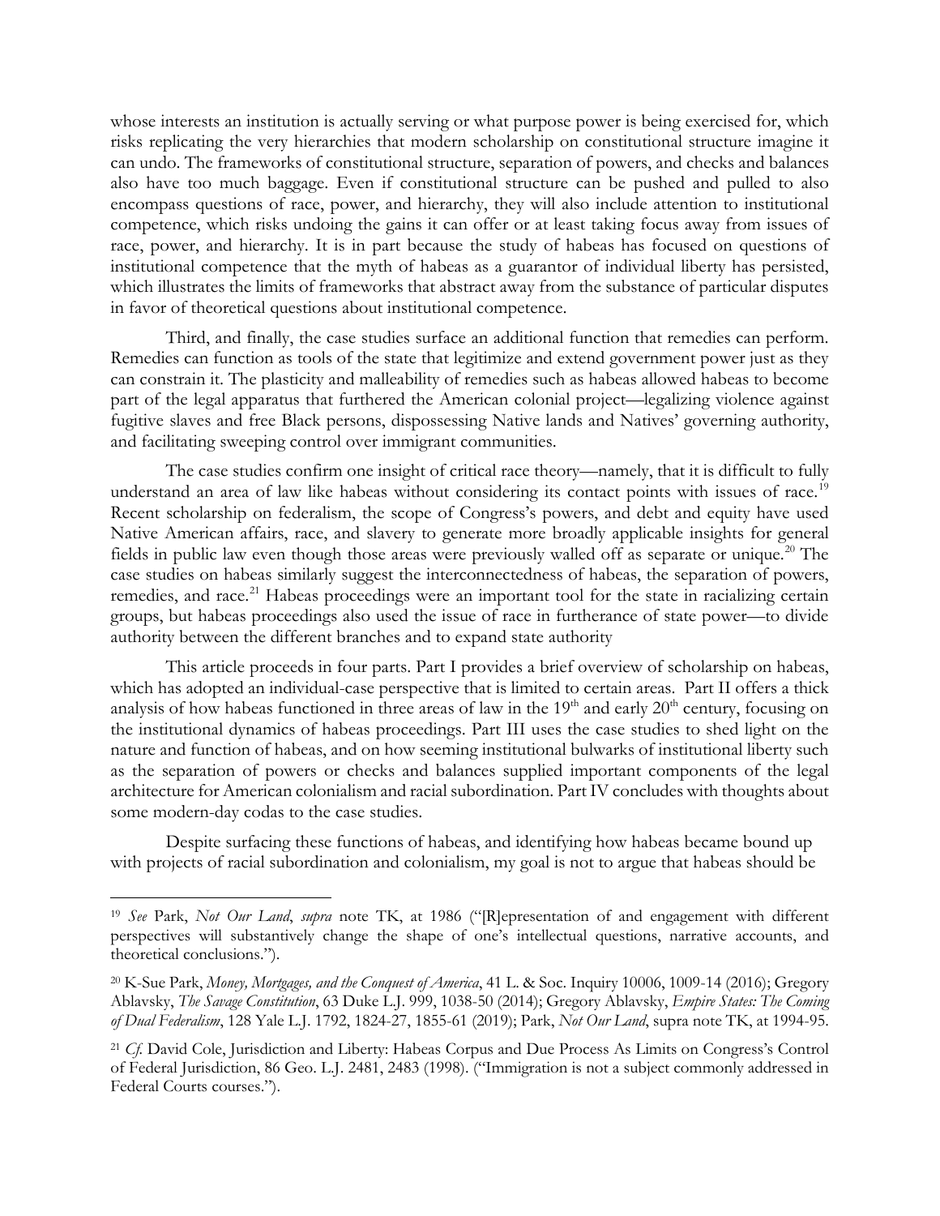whose interests an institution is actually serving or what purpose power is being exercised for, which risks replicating the very hierarchies that modern scholarship on constitutional structure imagine it can undo. The frameworks of constitutional structure, separation of powers, and checks and balances also have too much baggage. Even if constitutional structure can be pushed and pulled to also encompass questions of race, power, and hierarchy, they will also include attention to institutional competence, which risks undoing the gains it can offer or at least taking focus away from issues of race, power, and hierarchy. It is in part because the study of habeas has focused on questions of institutional competence that the myth of habeas as a guarantor of individual liberty has persisted, which illustrates the limits of frameworks that abstract away from the substance of particular disputes in favor of theoretical questions about institutional competence.

Third, and finally, the case studies surface an additional function that remedies can perform. Remedies can function as tools of the state that legitimize and extend government power just as they can constrain it. The plasticity and malleability of remedies such as habeas allowed habeas to become part of the legal apparatus that furthered the American colonial project—legalizing violence against fugitive slaves and free Black persons, dispossessing Native lands and Natives' governing authority, and facilitating sweeping control over immigrant communities.

The case studies confirm one insight of critical race theory—namely, that it is difficult to fully understand an area of law like habeas without considering its contact points with issues of race.[19] Recent scholarship on federalism, the scope of Congress's powers, and debt and equity have used Native American affairs, race, and slavery to generate more broadly applicable insights for general fields in public law even though those areas were previously walled off as separate or unique.[20] The case studies on habeas similarly suggest the interconnectedness of habeas, the separation of powers, remedies, and race.[21] Habeas proceedings were an important tool for the state in racializing certain groups, but habeas proceedings also used the issue of race in furtherance of state power—to divide authority between the different branches and to expand state authority

This article proceeds in four parts. Part I provides a brief overview of scholarship on habeas, which has adopted an individual-case perspective that is limited to certain areas. Part II offers a thick analysis of how habeas functioned in three areas of law in the 19th and early 20th century, focusing on the institutional dynamics of habeas proceedings. Part III uses the case studies to shed light on the nature and function of habeas, and on how seeming institutional bulwarks of institutional liberty such as the separation of powers or checks and balances supplied important components of the legal architecture for American colonialism and racial subordination. Part IV concludes with thoughts about some modern-day codas to the case studies.

Despite surfacing these functions of habeas, and identifying how habeas became bound up with projects of racial subordination and colonialism, my goal is not to argue that habeas should be

---

[19] *See* Park, *Not Our Land*, *supra* note TK, at 1986 ("[R]epresentation of and engagement with different perspectives will substantively change the shape of one's intellectual questions, narrative accounts, and theoretical conclusions.").

[20] K-Sue Park, *Money, Mortgages, and the Conquest of America*, 41 L. & Soc. Inquiry 10006, 1009-14 (2016); Gregory Ablavsky, *The Savage Constitution*, 63 Duke L.J. 999, 1038-50 (2014); Gregory Ablavsky, *Empire States: The Coming of Dual Federalism*, 128 Yale L.J. 1792, 1824-27, 1855-61 (2019); Park, *Not Our Land*, supra note TK, at 1994-95.

[21] *Cf.* David Cole, Jurisdiction and Liberty: Habeas Corpus and Due Process As Limits on Congress's Control of Federal Jurisdiction, 86 Geo. L.J. 2481, 2483 (1998). ("Immigration is not a subject commonly addressed in Federal Courts courses.").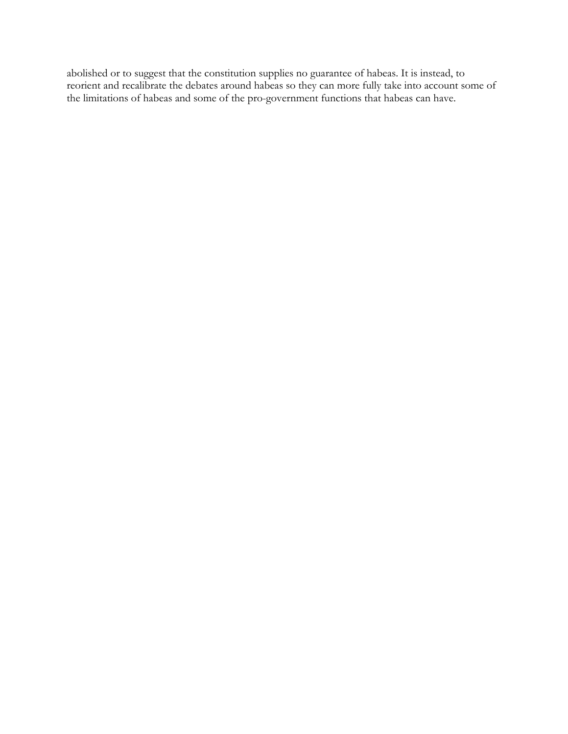abolished or to suggest that the constitution supplies no guarantee of habeas. It is instead, to reorient and recalibrate the debates around habeas so they can more fully take into account some of the limitations of habeas and some of the pro-government functions that habeas can have.